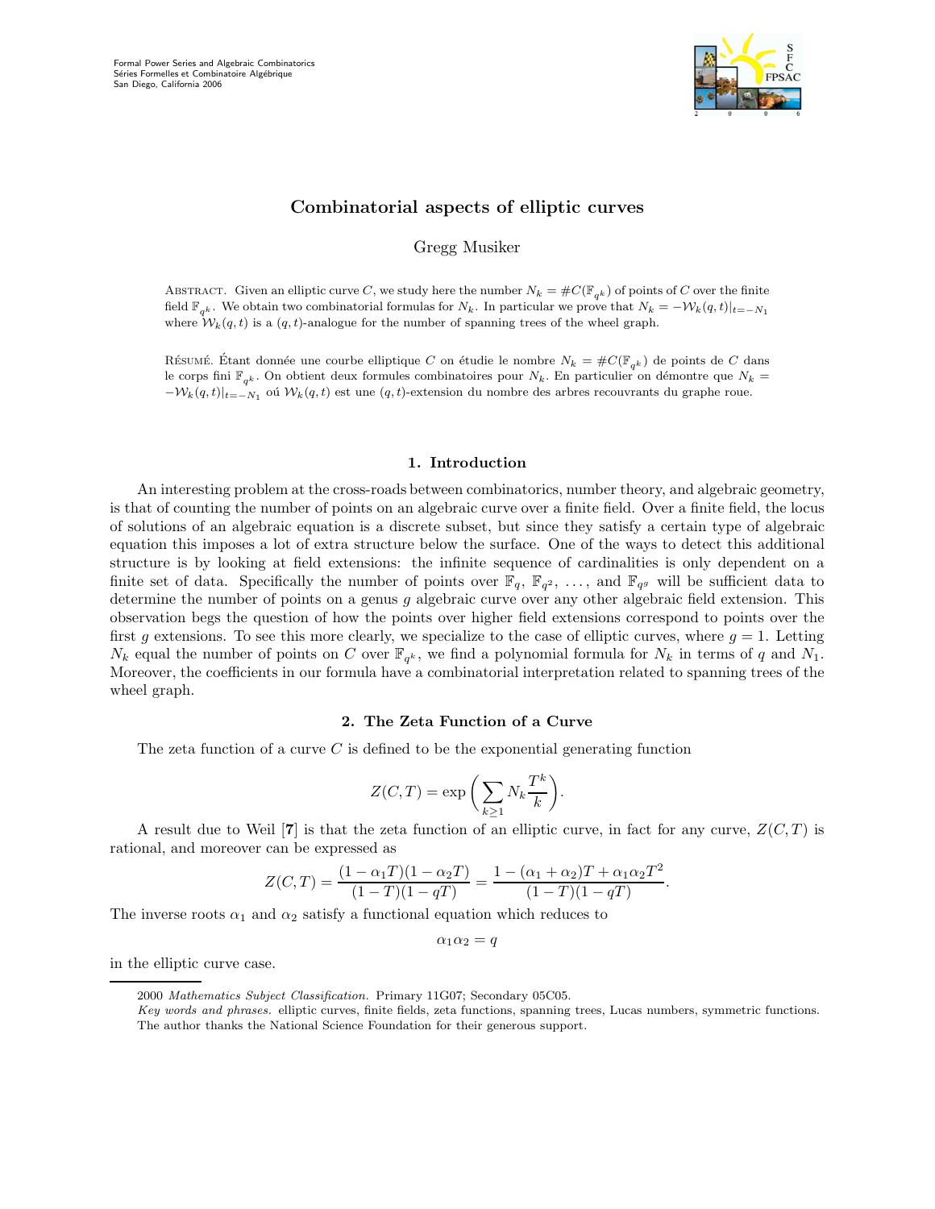# Combinatorial aspects of elliptic curves

Gregg Musiker

Abstract. Given an elliptic curve $C$, we study here the number $N_k = \#C(\mathbb{F}_{q^k})$ of points of $C$ over the finite field $\mathbb{F}_{q^k}$. We obtain two combinatorial formulas for $N_k$. In particular we prove that $N_k = -\mathcal{W}_k(q,t)|_{t=-N_1}$ where $\mathcal{W}_k(q,t)$ is a $(q,t)$-analogue for the number of spanning trees of the wheel graph.

Résumé. Étant donnée une courbe elliptique $C$ on étudie le nombre $N_k = \#C(\mathbb{F}_{q^k})$ de points de $C$ dans le corps fini $\mathbb{F}_{q^k}$. On obtient deux formules combinatoires pour $N_k$. En particulier on démontre que $N_k = -\mathcal{W}_k(q,t)|_{t=-N_1}$ oú $\mathcal{W}_k(q,t)$ est une $(q,t)$-extension du nombre des arbres recouvrants du graphe roue.

## 1. Introduction

An interesting problem at the cross-roads between combinatorics, number theory, and algebraic geometry, is that of counting the number of points on an algebraic curve over a finite field. Over a finite field, the locus of solutions of an algebraic equation is a discrete subset, but since they satisfy a certain type of algebraic equation this imposes a lot of extra structure below the surface. One of the ways to detect this additional structure is by looking at field extensions: the infinite sequence of cardinalities is only dependent on a finite set of data. Specifically the number of points over $\mathbb{F}_q$, $\mathbb{F}_{q^2}$, ..., and $\mathbb{F}_{q^g}$ will be sufficient data to determine the number of points on a genus $g$ algebraic curve over any other algebraic field extension. This observation begs the question of how the points over higher field extensions correspond to points over the first $g$ extensions. To see this more clearly, we specialize to the case of elliptic curves, where $g = 1$. Letting $N_k$ equal the number of points on $C$ over $\mathbb{F}_{q^k}$, we find a polynomial formula for $N_k$ in terms of $q$ and $N_1$. Moreover, the coefficients in our formula have a combinatorial interpretation related to spanning trees of the wheel graph.

## 2. The Zeta Function of a Curve

The zeta function of a curve $C$ is defined to be the exponential generating function

$$Z(C,T) = \exp\left(\sum_{k\geq 1} N_k \frac{T^k}{k}\right).$$

A result due to Weil [7] is that the zeta function of an elliptic curve, in fact for any curve, $Z(C,T)$ is rational, and moreover can be expressed as

$$Z(C,T) = \frac{(1-\alpha_1 T)(1-\alpha_2 T)}{(1-T)(1-qT)} = \frac{1-(\alpha_1+\alpha_2)T + \alpha_1\alpha_2 T^2}{(1-T)(1-qT)}.$$

The inverse roots $\alpha_1$ and $\alpha_2$ satisfy a functional equation which reduces to

$$\alpha_1\alpha_2 = q$$

in the elliptic curve case.

---

2000 *Mathematics Subject Classification.* Primary 11G07; Secondary 05C05.

*Key words and phrases.* elliptic curves, finite fields, zeta functions, spanning trees, Lucas numbers, symmetric functions.

The author thanks the National Science Foundation for their generous support.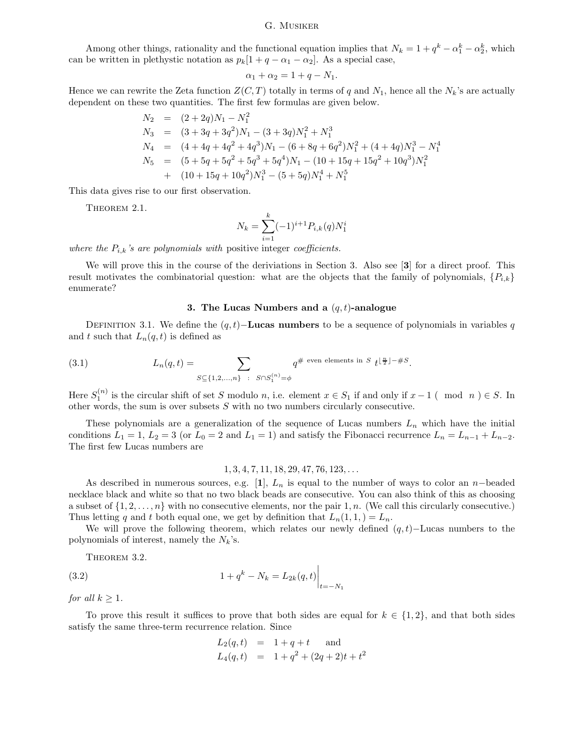Among other things, rationality and the functional equation implies that $N_k = 1 + q^k - \alpha_1^k - \alpha_2^k$, which can be written in plethystic notation as $p_k[1 + q - \alpha_1 - \alpha_2]$. As a special case,

$$\alpha_1 + \alpha_2 = 1 + q - N_1.$$

Hence we can rewrite the Zeta function $Z(C, T)$ totally in terms of $q$ and $N_1$, hence all the $N_k$'s are actually dependent on these two quantities. The first few formulas are given below.

$$\begin{aligned}
N_2 &= (2 + 2q)N_1 - N_1^2 \\
N_3 &= (3 + 3q + 3q^2)N_1 - (3 + 3q)N_1^2 + N_1^3 \\
N_4 &= (4 + 4q + 4q^2 + 4q^3)N_1 - (6 + 8q + 6q^2)N_1^2 + (4 + 4q)N_1^3 - N_1^4 \\
N_5 &= (5 + 5q + 5q^2 + 5q^3 + 5q^4)N_1 - (10 + 15q + 15q^2 + 10q^3)N_1^2 \\
&+ (10 + 15q + 10q^2)N_1^3 - (5 + 5q)N_1^4 + N_1^5
\end{aligned}$$

This data gives rise to our first observation.

Theorem 2.1.

$$N_k = \sum_{i=1}^{k} (-1)^{i+1} P_{i,k}(q) N_1^i$$

*where the $P_{i,k}$'s are polynomials with* positive integer *coefficients.*

We will prove this in the course of the deriviations in Section 3. Also see [**3**] for a direct proof. This result motivates the combinatorial question: what are the objects that the family of polynomials, $\{P_{i,k}\}$ enumerate?

### 3. The Lucas Numbers and a $(q, t)$-analogue

Definition 3.1. We define the $(q, t)-$**Lucas numbers** to be a sequence of polynomials in variables $q$ and $t$ such that $L_n(q, t)$ is defined as

$$L_n(q,t) = \sum_{S \subseteq \{1,2,\ldots,n\} \;:\; S \cap S_1^{(n)} = \phi} q^{\#\text{ even elements in } S} \, t^{\lfloor \frac{n}{2} \rfloor - \#S}. \tag{3.1}$$

Here $S_1^{(n)}$ is the circular shift of set $S$ modulo $n$, i.e. element $x \in S_1$ if and only if $x - 1 \pmod{n} \in S$. In other words, the sum is over subsets $S$ with no two numbers circularly consecutive.

These polynomials are a generalization of the sequence of Lucas numbers $L_n$ which have the initial conditions $L_1 = 1$, $L_2 = 3$ (or $L_0 = 2$ and $L_1 = 1$) and satisfy the Fibonacci recurrence $L_n = L_{n-1} + L_{n-2}$. The first few Lucas numbers are

$$1, 3, 4, 7, 11, 18, 29, 47, 76, 123, \ldots$$

As described in numerous sources, e.g. [**1**], $L_n$ is equal to the number of ways to color an $n-$beaded necklace black and white so that no two black beads are consecutive. You can also think of this as choosing a subset of $\{1, 2, \ldots, n\}$ with no consecutive elements, nor the pair $1, n$. (We call this circularly consecutive.) Thus letting $q$ and $t$ both equal one, we get by definition that $L_n(1, 1, ) = L_n$.

We will prove the following theorem, which relates our newly defined $(q, t)-$Lucas numbers to the polynomials of interest, namely the $N_k$'s.

Theorem 3.2.

$$1 + q^k - N_k = L_{2k}(q,t)\Big|_{t=-N_1} \tag{3.2}$$

*for all $k \geq 1$.*

To prove this result it suffices to prove that both sides are equal for $k \in \{1, 2\}$, and that both sides satisfy the same three-term recurrence relation. Since

$$\begin{aligned}
L_2(q,t) &= 1 + q + t \quad \text{ and} \\
L_4(q,t) &= 1 + q^2 + (2q + 2)t + t^2
\end{aligned}$$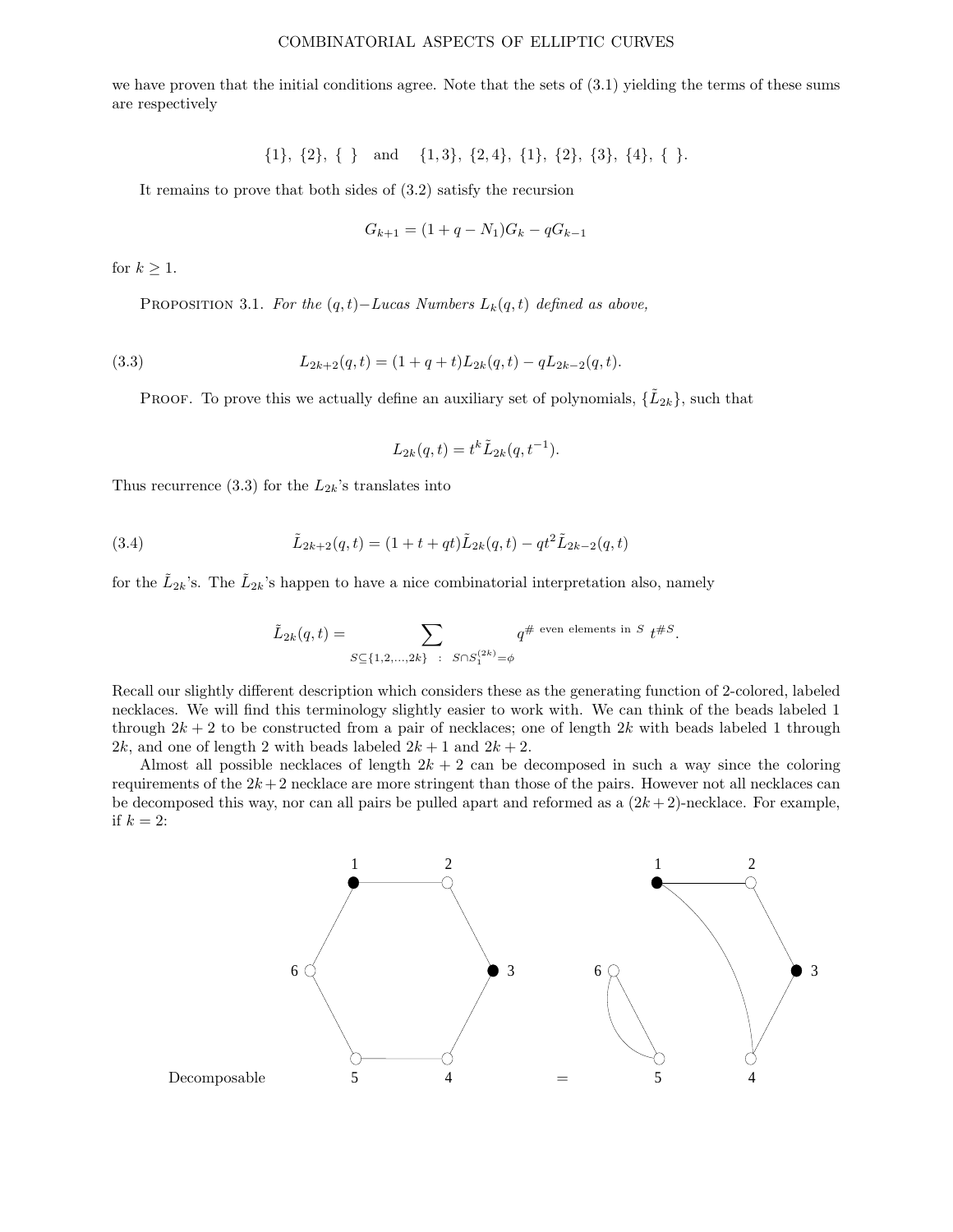we have proven that the initial conditions agree. Note that the sets of (3.1) yielding the terms of these sums are respectively

$$\{1\},\ \{2\},\ \{\ \}\quad \text{and} \quad \{1,3\},\ \{2,4\},\ \{1\},\ \{2\},\ \{3\},\ \{4\},\ \{\ \}.$$

It remains to prove that both sides of (3.2) satisfy the recursion

$$G_{k+1} = (1 + q - N_1)G_k - qG_{k-1}$$

for $k \geq 1$.

Proposition 3.1. *For the $(q,t)$−Lucas Numbers $L_k(q,t)$ defined as above,*

$$L_{2k+2}(q,t) = (1 + q + t)L_{2k}(q,t) - qL_{2k-2}(q,t). \tag{3.3}$$

Proof. To prove this we actually define an auxiliary set of polynomials, $\{\tilde{L}_{2k}\}$, such that

$$L_{2k}(q,t) = t^k \tilde{L}_{2k}(q, t^{-1}).$$

Thus recurrence (3.3) for the $L_{2k}$'s translates into

$$\tilde{L}_{2k+2}(q,t) = (1 + t + qt)\tilde{L}_{2k}(q,t) - qt^2\tilde{L}_{2k-2}(q,t) \tag{3.4}$$

for the $\tilde{L}_{2k}$'s. The $\tilde{L}_{2k}$'s happen to have a nice combinatorial interpretation also, namely

$$\tilde{L}_{2k}(q,t) = \sum_{S \subseteq \{1,2,\ldots,2k\}\ :\ S \cap S_1^{(2k)} = \phi} q^{\#\text{ even elements in } S}\ t^{\#S}.$$

Recall our slightly different description which considers these as the generating function of 2-colored, labeled necklaces. We will find this terminology slightly easier to work with. We can think of the beads labeled 1 through $2k+2$ to be constructed from a pair of necklaces; one of length $2k$ with beads labeled 1 through $2k$, and one of length 2 with beads labeled $2k+1$ and $2k+2$.

Almost all possible necklaces of length $2k+2$ can be decomposed in such a way since the coloring requirements of the $2k+2$ necklace are more stringent than those of the pairs. However not all necklaces can be decomposed this way, nor can all pairs be pulled apart and reformed as a $(2k+2)$-necklace. For example, if $k = 2$:

Decomposable =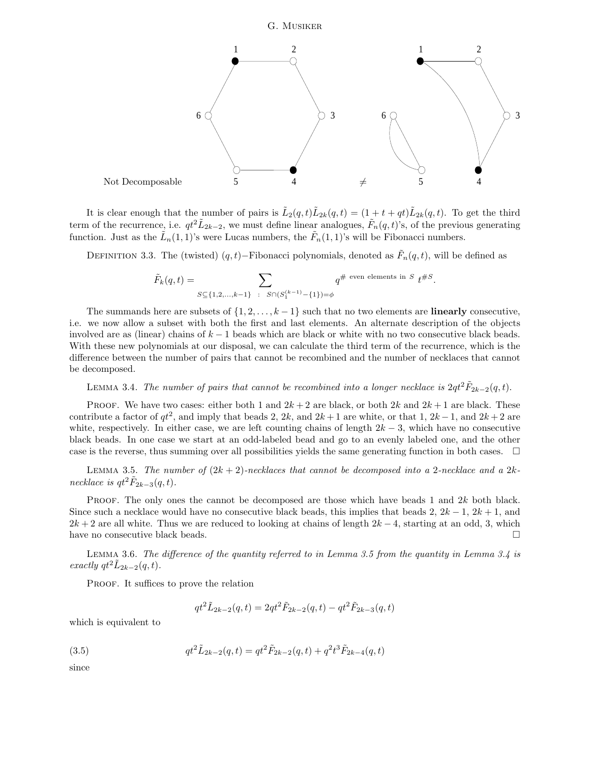Not Decomposable $\neq$

It is clear enough that the number of pairs is $\tilde{L}_2(q,t)\tilde{L}_{2k}(q,t) = (1+t+qt)\tilde{L}_{2k}(q,t)$. To get the third term of the recurrence, i.e. $qt^2\tilde{L}_{2k-2}$, we must define linear analogues, $\tilde{F}_n(q,t)$'s, of the previous generating function. Just as the $\tilde{L}_n(1,1)$'s were Lucas numbers, the $\tilde{F}_n(1,1)$'s will be Fibonacci numbers.

Definition 3.3. The (twisted) $(q,t)-$Fibonacci polynomials, denoted as $\tilde{F}_n(q,t)$, will be defined as

$$\tilde{F}_k(q,t) = \sum_{S\subseteq\{1,2,\dots,k-1\} \ : \ S\cap(S_1^{(k-1)}-\{1\})=\phi} q^{\#\text{ even elements in } S}\, t^{\#S}.$$

The summands here are subsets of $\{1,2,\dots,k-1\}$ such that no two elements are **linearly** consecutive, i.e. we now allow a subset with both the first and last elements. An alternate description of the objects involved are as (linear) chains of $k-1$ beads which are black or white with no two consecutive black beads. With these new polynomials at our disposal, we can calculate the third term of the recurrence, which is the difference between the number of pairs that cannot be recombined and the number of necklaces that cannot be decomposed.

Lemma 3.4. *The number of pairs that cannot be recombined into a longer necklace is $2qt^2\tilde{F}_{2k-2}(q,t)$.*

Proof. We have two cases: either both 1 and $2k+2$ are black, or both $2k$ and $2k+1$ are black. These contribute a factor of $qt^2$, and imply that beads 2, $2k$, and $2k+1$ are white, or that 1, $2k-1$, and $2k+2$ are white, respectively. In either case, we are left counting chains of length $2k-3$, which have no consecutive black beads. In one case we start at an odd-labeled bead and go to an evenly labeled one, and the other case is the reverse, thus summing over all possibilities yields the same generating function in both cases. $\square$

Lemma 3.5. *The number of $(2k+2)$-necklaces that cannot be decomposed into a 2-necklace and a $2k$-necklace is $qt^2\tilde{F}_{2k-3}(q,t)$.*

Proof. The only ones the cannot be decomposed are those which have beads 1 and $2k$ both black. Since such a necklace would have no consecutive black beads, this implies that beads 2, $2k-1$, $2k+1$, and $2k+2$ are all white. Thus we are reduced to looking at chains of length $2k-4$, starting at an odd, 3, which have no consecutive black beads. $\square$

Lemma 3.6. *The difference of the quantity referred to in Lemma 3.5 from the quantity in Lemma 3.4 is exactly $qt^2\tilde{L}_{2k-2}(q,t)$.*

Proof. It suffices to prove the relation

$$qt^2\tilde{L}_{2k-2}(q,t) = 2qt^2\tilde{F}_{2k-2}(q,t) - qt^2\tilde{F}_{2k-3}(q,t)$$

which is equivalent to

$$qt^2\tilde{L}_{2k-2}(q,t) = qt^2\tilde{F}_{2k-2}(q,t) + q^2t^3\tilde{F}_{2k-4}(q,t) \tag{3.5}$$

since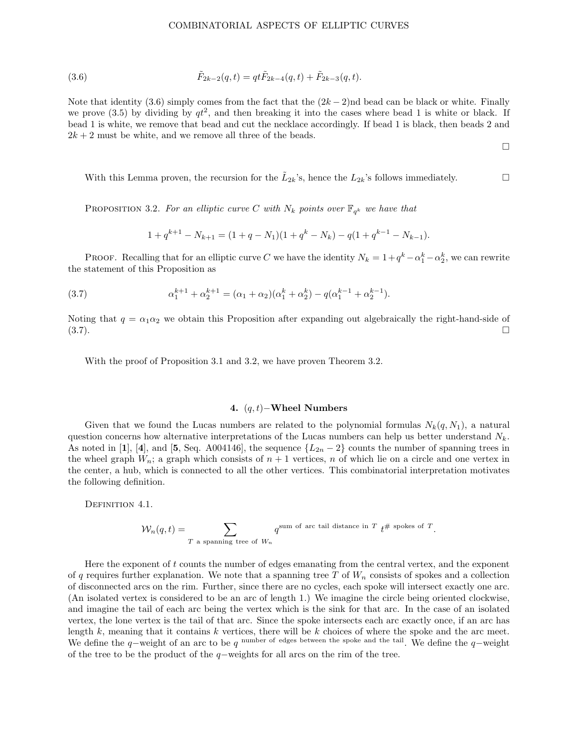$$\tilde{F}_{2k-2}(q,t) = qt\tilde{F}_{2k-4}(q,t) + \tilde{F}_{2k-3}(q,t). \tag{3.6}$$

Note that identity (3.6) simply comes from the fact that the $(2k-2)$nd bead can be black or white. Finally we prove (3.5) by dividing by $qt^2$, and then breaking it into the cases where bead 1 is white or black. If bead 1 is white, we remove that bead and cut the necklace accordingly. If bead 1 is black, then beads 2 and $2k+2$ must be white, and we remove all three of the beads.

□

With this Lemma proven, the recursion for the $\tilde{L}_{2k}$'s, hence the $L_{2k}$'s follows immediately. □

Proposition 3.2. *For an elliptic curve $C$ with $N_k$ points over $\mathbb{F}_{q^k}$ we have that*

$$1 + q^{k+1} - N_{k+1} = (1 + q - N_1)(1 + q^k - N_k) - q(1 + q^{k-1} - N_{k-1}).$$

Proof. Recalling that for an elliptic curve $C$ we have the identity $N_k = 1 + q^k - \alpha_1^k - \alpha_2^k$, we can rewrite the statement of this Proposition as

$$\alpha_1^{k+1} + \alpha_2^{k+1} = (\alpha_1 + \alpha_2)(\alpha_1^k + \alpha_2^k) - q(\alpha_1^{k-1} + \alpha_2^{k-1}). \tag{3.7}$$

Noting that $q = \alpha_1\alpha_2$ we obtain this Proposition after expanding out algebraically the right-hand-side of (3.7). □

With the proof of Proposition 3.1 and 3.2, we have proven Theorem 3.2.

## 4. $(q,t)-$Wheel Numbers

Given that we found the Lucas numbers are related to the polynomial formulas $N_k(q, N_1)$, a natural question concerns how alternative interpretations of the Lucas numbers can help us better understand $N_k$. As noted in [**1**], [**4**], and [**5**, Seq. A004146], the sequence $\{L_{2n} - 2\}$ counts the number of spanning trees in the wheel graph $W_n$; a graph which consists of $n+1$ vertices, $n$ of which lie on a circle and one vertex in the center, a hub, which is connected to all the other vertices. This combinatorial interpretation motivates the following definition.

Definition 4.1.

$$\mathcal{W}_n(q,t) = \sum_{T \text{ a spanning tree of } W_n} q^{\text{sum of arc tail distance in } T}\, t^{\#\text{ spokes of } T}.$$

Here the exponent of $t$ counts the number of edges emanating from the central vertex, and the exponent of $q$ requires further explanation. We note that a spanning tree $T$ of $W_n$ consists of spokes and a collection of disconnected arcs on the rim. Further, since there are no cycles, each spoke will intersect exactly one arc. (An isolated vertex is considered to be an arc of length 1.) We imagine the circle being oriented clockwise, and imagine the tail of each arc being the vertex which is the sink for that arc. In the case of an isolated vertex, the lone vertex is the tail of that arc. Since the spoke intersects each arc exactly once, if an arc has length $k$, meaning that it contains $k$ vertices, there will be $k$ choices of where the spoke and the arc meet. We define the $q-$weight of an arc to be $q^{\text{ number of edges between the spoke and the tail}}$. We define the $q-$weight of the tree to be the product of the $q-$weights for all arcs on the rim of the tree.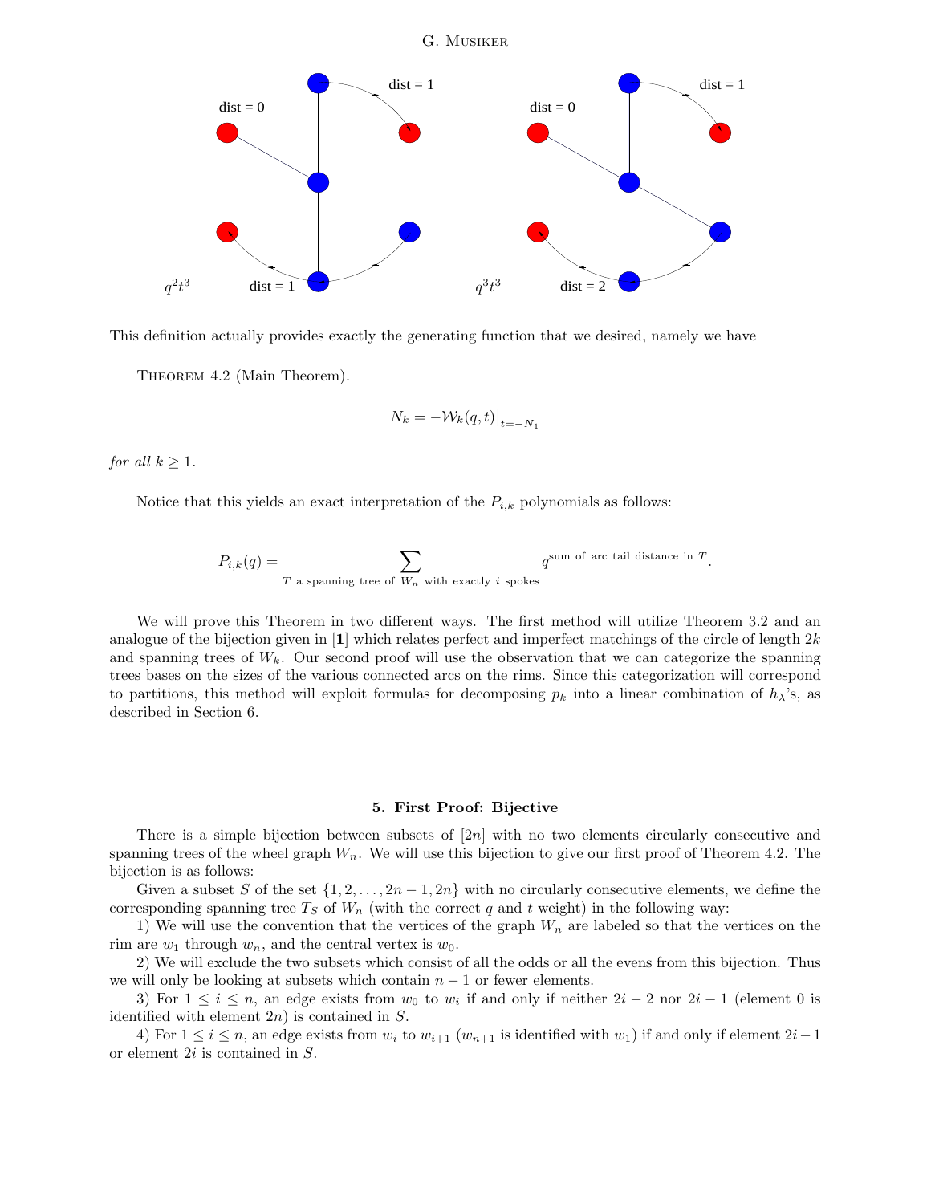dist = 0

dist = 1

$q^2t^3$ dist = 1

dist = 0

dist = 1

$q^3t^3$ dist = 2

This definition actually provides exactly the generating function that we desired, namely we have

Theorem 4.2 (Main Theorem).

$$N_k = -\mathcal{W}_k(q,t)\Big|_{t=-N_1}$$

*for all* $k \geq 1$.

Notice that this yields an exact interpretation of the $P_{i,k}$ polynomials as follows:

$$P_{i,k}(q) = \sum_{T \text{ a spanning tree of } W_n \text{ with exactly } i \text{ spokes}} q^{\text{sum of arc tail distance in } T}.$$

We will prove this Theorem in two different ways. The first method will utilize Theorem 3.2 and an analogue of the bijection given in [**1**] which relates perfect and imperfect matchings of the circle of length $2k$ and spanning trees of $W_k$. Our second proof will use the observation that we can categorize the spanning trees bases on the sizes of the various connected arcs on the rims. Since this categorization will correspond to partitions, this method will exploit formulas for decomposing $p_k$ into a linear combination of $h_\lambda$'s, as described in Section 6.

## 5. First Proof: Bijective

There is a simple bijection between subsets of $[2n]$ with no two elements circularly consecutive and spanning trees of the wheel graph $W_n$. We will use this bijection to give our first proof of Theorem 4.2. The bijection is as follows:

Given a subset $S$ of the set $\{1, 2, \ldots, 2n-1, 2n\}$ with no circularly consecutive elements, we define the corresponding spanning tree $T_S$ of $W_n$ (with the correct $q$ and $t$ weight) in the following way:

1) We will use the convention that the vertices of the graph $W_n$ are labeled so that the vertices on the rim are $w_1$ through $w_n$, and the central vertex is $w_0$.

2) We will exclude the two subsets which consist of all the odds or all the evens from this bijection. Thus we will only be looking at subsets which contain $n-1$ or fewer elements.

3) For $1 \leq i \leq n$, an edge exists from $w_0$ to $w_i$ if and only if neither $2i-2$ nor $2i-1$ (element 0 is identified with element $2n$) is contained in $S$.

4) For $1 \leq i \leq n$, an edge exists from $w_i$ to $w_{i+1}$ ($w_{n+1}$ is identified with $w_1$) if and only if element $2i-1$ or element $2i$ is contained in $S$.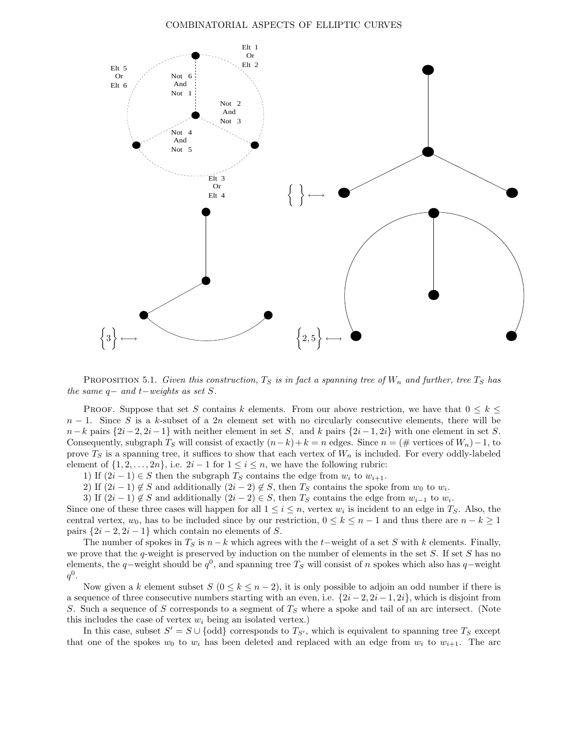Elt 1 Or Elt 2

Elt 5 Or Elt 6

Not 6 And Not 1

Not 2 And Not 3

Not 4 And Not 5

Elt 3 Or Elt 4

$\left\{\ \right\} \longleftrightarrow$

$\left\{3\right\} \longleftrightarrow$

$\left\{2,5\right\} \longleftrightarrow$

PROPOSITION 5.1. *Given this construction, $T_S$ is in fact a spanning tree of $W_n$ and further, tree $T_S$ has the same $q-$ and $t-$weights as set $S$.*

PROOF. Suppose that set $S$ contains $k$ elements. From our above restriction, we have that $0 \leq k \leq n-1$. Since $S$ is a $k$-subset of a $2n$ element set with no circularly consecutive elements, there will be $n-k$ pairs $\{2i-2, 2i-1\}$ with neither element in set $S$, and $k$ pairs $\{2i-1, 2i\}$ with one element in set $S$. Consequently, subgraph $T_S$ will consist of exactly $(n-k)+k = n$ edges. Since $n = (\#\text{ vertices of } W_n) - 1$, to prove $T_S$ is a spanning tree, it suffices to show that each vertex of $W_n$ is included. For every oddly-labeled element of $\{1, 2, \ldots, 2n\}$, i.e. $2i-1$ for $1 \leq i \leq n$, we have the following rubric:

1) If $(2i-1) \in S$ then the subgraph $T_S$ contains the edge from $w_i$ to $w_{i+1}$.

2) If $(2i-1) \notin S$ and additionally $(2i-2) \notin S$, then $T_S$ contains the spoke from $w_0$ to $w_i$.

3) If $(2i-1) \notin S$ and additionally $(2i-2) \in S$, then $T_S$ contains the edge from $w_{i-1}$ to $w_i$.

Since one of these three cases will happen for all $1 \leq i \leq n$, vertex $w_i$ is incident to an edge in $T_S$. Also, the central vertex, $w_0$, has to be included since by our restriction, $0 \leq k \leq n-1$ and thus there are $n-k \geq 1$ pairs $\{2i-2, 2i-1\}$ which contain no elements of $S$.

The number of spokes in $T_S$ is $n-k$ which agrees with the $t-$weight of a set $S$ with $k$ elements. Finally, we prove that the $q$-weight is preserved by induction on the number of elements in the set $S$. If set $S$ has no elements, the $q-$weight should be $q^0$, and spanning tree $T_S$ will consist of $n$ spokes which also has $q-$weight $q^0$.

Now given a $k$ element subset $S$ $(0 \leq k \leq n-2)$, it is only possible to adjoin an odd number if there is a sequence of three consecutive numbers starting with an even, i.e. $\{2i-2, 2i-1, 2i\}$, which is disjoint from $S$. Such a sequence of $S$ corresponds to a segment of $T_S$ where a spoke and tail of an arc intersect. (Note this includes the case of vertex $w_i$ being an isolated vertex.)

In this case, subset $S' = S \cup \{\text{odd}\}$ corresponds to $T_{S'}$, which is equivalent to spanning tree $T_S$ except that one of the spokes $w_0$ to $w_i$ has been deleted and replaced with an edge from $w_i$ to $w_{i+1}$. The arc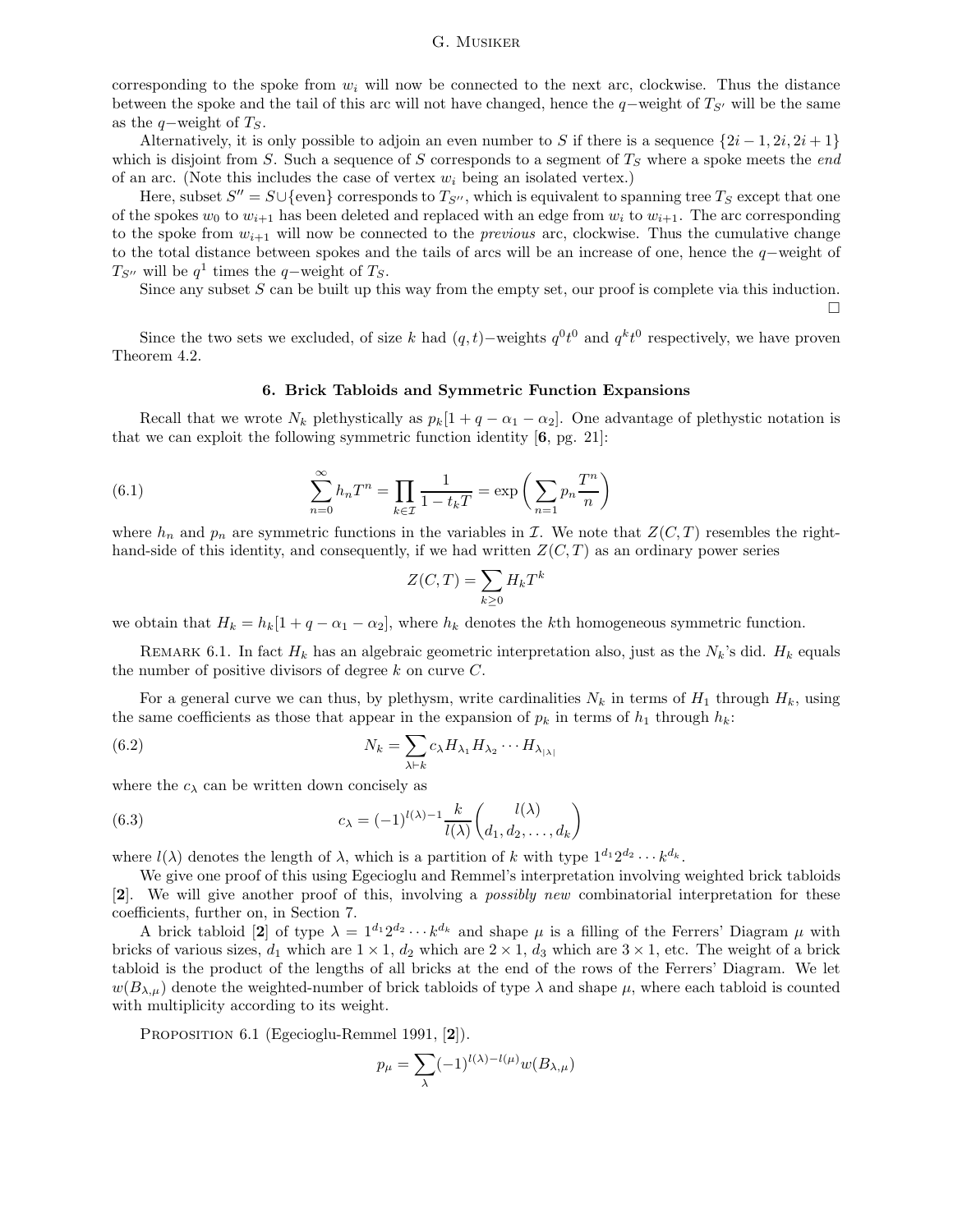corresponding to the spoke from $w_i$ will now be connected to the next arc, clockwise. Thus the distance between the spoke and the tail of this arc will not have changed, hence the $q-$weight of $T_{S'}$ will be the same as the $q-$weight of $T_S$.

Alternatively, it is only possible to adjoin an even number to $S$ if there is a sequence $\{2i-1, 2i, 2i+1\}$ which is disjoint from $S$. Such a sequence of $S$ corresponds to a segment of $T_S$ where a spoke meets the *end* of an arc. (Note this includes the case of vertex $w_i$ being an isolated vertex.)

Here, subset $S'' = S \cup \{\text{even}\}$ corresponds to $T_{S''}$, which is equivalent to spanning tree $T_S$ except that one of the spokes $w_0$ to $w_{i+1}$ has been deleted and replaced with an edge from $w_i$ to $w_{i+1}$. The arc corresponding to the spoke from $w_{i+1}$ will now be connected to the *previous* arc, clockwise. Thus the cumulative change to the total distance between spokes and the tails of arcs will be an increase of one, hence the $q-$weight of $T_{S''}$ will be $q^1$ times the $q-$weight of $T_S$.

Since any subset $S$ can be built up this way from the empty set, our proof is complete via this induction. □

Since the two sets we excluded, of size $k$ had $(q,t)-$weights $q^0t^0$ and $q^kt^0$ respectively, we have proven Theorem 4.2.

## 6. Brick Tabloids and Symmetric Function Expansions

Recall that we wrote $N_k$ plethystically as $p_k[1+q-\alpha_1-\alpha_2]$. One advantage of plethystic notation is that we can exploit the following symmetric function identity [**6**, pg. 21]:

$$\sum_{n=0}^{\infty} h_n T^n = \prod_{k\in\mathcal{I}} \frac{1}{1-t_kT} = \exp\left(\sum_{n=1} p_n \frac{T^n}{n}\right) \tag{6.1}$$

where $h_n$ and $p_n$ are symmetric functions in the variables in $\mathcal{I}$. We note that $Z(C,T)$ resembles the right-hand-side of this identity, and consequently, if we had written $Z(C,T)$ as an ordinary power series

$$Z(C,T) = \sum_{k\geq 0} H_k T^k$$

we obtain that $H_k = h_k[1+q-\alpha_1-\alpha_2]$, where $h_k$ denotes the $k$th homogeneous symmetric function.

Remark 6.1. In fact $H_k$ has an algebraic geometric interpretation also, just as the $N_k$'s did. $H_k$ equals the number of positive divisors of degree $k$ on curve $C$.

For a general curve we can thus, by plethysm, write cardinalities $N_k$ in terms of $H_1$ through $H_k$, using the same coefficients as those that appear in the expansion of $p_k$ in terms of $h_1$ through $h_k$:

$$N_k = \sum_{\lambda\vdash k} c_\lambda H_{\lambda_1} H_{\lambda_2} \cdots H_{\lambda_{|\lambda|}} \tag{6.2}$$

where the $c_\lambda$ can be written down concisely as

$$c_\lambda = (-1)^{l(\lambda)-1} \frac{k}{l(\lambda)} \binom{l(\lambda)}{d_1, d_2, \ldots, d_k} \tag{6.3}$$

where $l(\lambda)$ denotes the length of $\lambda$, which is a partition of $k$ with type $1^{d_1}2^{d_2}\cdots k^{d_k}$.

We give one proof of this using Egecioglu and Remmel's interpretation involving weighted brick tabloids [**2**]. We will give another proof of this, involving a *possibly new* combinatorial interpretation for these coefficients, further on, in Section 7.

A brick tabloid [**2**] of type $\lambda = 1^{d_1}2^{d_2}\cdots k^{d_k}$ and shape $\mu$ is a filling of the Ferrers' Diagram $\mu$ with bricks of various sizes, $d_1$ which are $1\times 1$, $d_2$ which are $2\times 1$, $d_3$ which are $3\times 1$, etc. The weight of a brick tabloid is the product of the lengths of all bricks at the end of the rows of the Ferrers' Diagram. We let $w(B_{\lambda,\mu})$ denote the weighted-number of brick tabloids of type $\lambda$ and shape $\mu$, where each tabloid is counted with multiplicity according to its weight.

Proposition 6.1 (Egecioglu-Remmel 1991, [**2**]).

$$p_\mu = \sum_\lambda (-1)^{l(\lambda)-l(\mu)} w(B_{\lambda,\mu})$$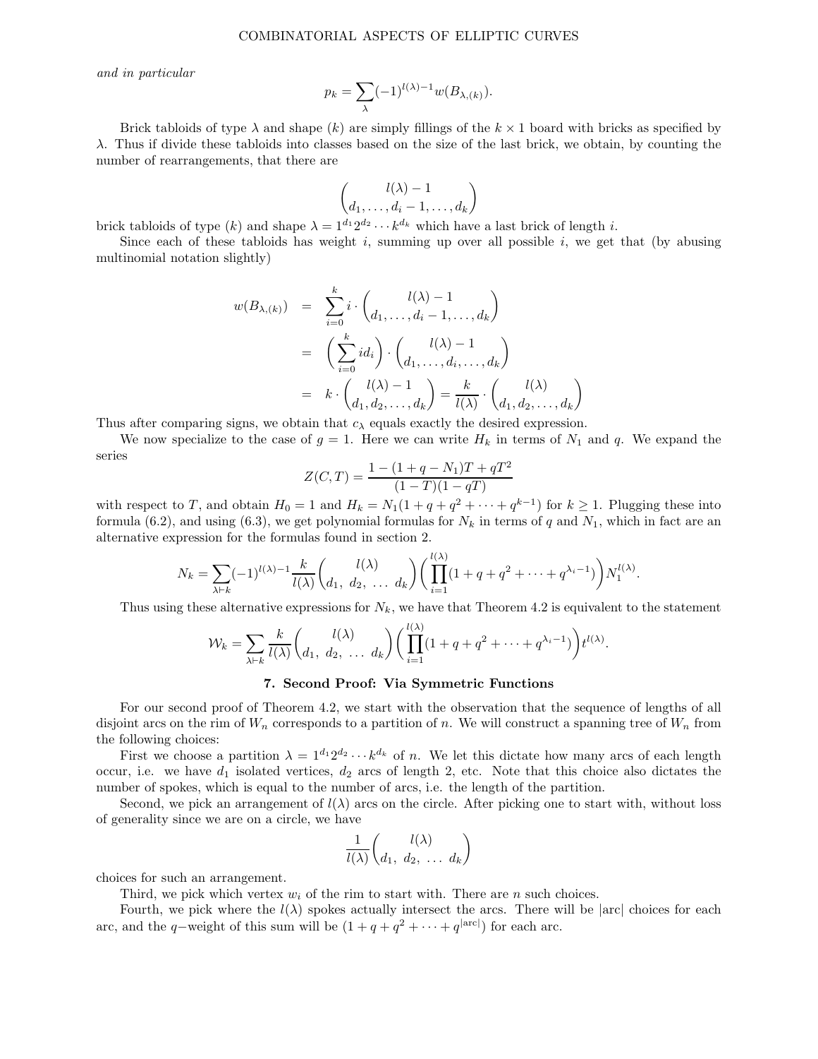*and in particular*

$$p_k = \sum_{\lambda} (-1)^{l(\lambda)-1} w(B_{\lambda,(k)}).$$

Brick tabloids of type $\lambda$ and shape $(k)$ are simply fillings of the $k \times 1$ board with bricks as specified by $\lambda$. Thus if divide these tabloids into classes based on the size of the last brick, we obtain, by counting the number of rearrangements, that there are

$$\binom{l(\lambda)-1}{d_1, \ldots, d_i - 1, \ldots, d_k}$$

brick tabloids of type $(k)$ and shape $\lambda = 1^{d_1} 2^{d_2} \cdots k^{d_k}$ which have a last brick of length $i$.

Since each of these tabloids has weight $i$, summing up over all possible $i$, we get that (by abusing multinomial notation slightly)

$$\begin{aligned}
w(B_{\lambda,(k)}) &= \sum_{i=0}^{k} i \cdot \binom{l(\lambda)-1}{d_1, \ldots, d_i - 1, \ldots, d_k} \\
&= \left(\sum_{i=0}^{k} i d_i\right) \cdot \binom{l(\lambda)-1}{d_1, \ldots, d_i, \ldots, d_k} \\
&= k \cdot \binom{l(\lambda)-1}{d_1, d_2, \ldots, d_k} = \frac{k}{l(\lambda)} \cdot \binom{l(\lambda)}{d_1, d_2, \ldots, d_k}
\end{aligned}$$

Thus after comparing signs, we obtain that $c_\lambda$ equals exactly the desired expression.

We now specialize to the case of $g = 1$. Here we can write $H_k$ in terms of $N_1$ and $q$. We expand the series

$$Z(C,T) = \frac{1 - (1 + q - N_1)T + qT^2}{(1-T)(1-qT)}$$

with respect to $T$, and obtain $H_0 = 1$ and $H_k = N_1(1 + q + q^2 + \cdots + q^{k-1})$ for $k \geq 1$. Plugging these into formula (6.2), and using (6.3), we get polynomial formulas for $N_k$ in terms of $q$ and $N_1$, which in fact are an alternative expression for the formulas found in section 2.

$$N_k = \sum_{\lambda \vdash k} (-1)^{l(\lambda)-1} \frac{k}{l(\lambda)} \binom{l(\lambda)}{d_1,\ d_2,\ \ldots\ d_k} \left( \prod_{i=1}^{l(\lambda)} (1 + q + q^2 + \cdots + q^{\lambda_i - 1}) \right) N_1^{l(\lambda)}.$$

Thus using these alternative expressions for $N_k$, we have that Theorem 4.2 is equivalent to the statement

$$\mathcal{W}_k = \sum_{\lambda \vdash k} \frac{k}{l(\lambda)} \binom{l(\lambda)}{d_1,\ d_2,\ \ldots\ d_k} \left( \prod_{i=1}^{l(\lambda)} (1 + q + q^2 + \cdots + q^{\lambda_i - 1}) \right) t^{l(\lambda)}.$$

## 7. Second Proof: Via Symmetric Functions

For our second proof of Theorem 4.2, we start with the observation that the sequence of lengths of all disjoint arcs on the rim of $W_n$ corresponds to a partition of $n$. We will construct a spanning tree of $W_n$ from the following choices:

First we choose a partition $\lambda = 1^{d_1} 2^{d_2} \cdots k^{d_k}$ of $n$. We let this dictate how many arcs of each length occur, i.e. we have $d_1$ isolated vertices, $d_2$ arcs of length 2, etc. Note that this choice also dictates the number of spokes, which is equal to the number of arcs, i.e. the length of the partition.

Second, we pick an arrangement of $l(\lambda)$ arcs on the circle. After picking one to start with, without loss of generality since we are on a circle, we have

$$\frac{1}{l(\lambda)} \binom{l(\lambda)}{d_1,\ d_2,\ \ldots\ d_k}$$

choices for such an arrangement.

Third, we pick which vertex $w_i$ of the rim to start with. There are $n$ such choices.

Fourth, we pick where the $l(\lambda)$ spokes actually intersect the arcs. There will be $|\text{arc}|$ choices for each arc, and the $q-$weight of this sum will be $(1 + q + q^2 + \cdots + q^{|\text{arc}|})$ for each arc.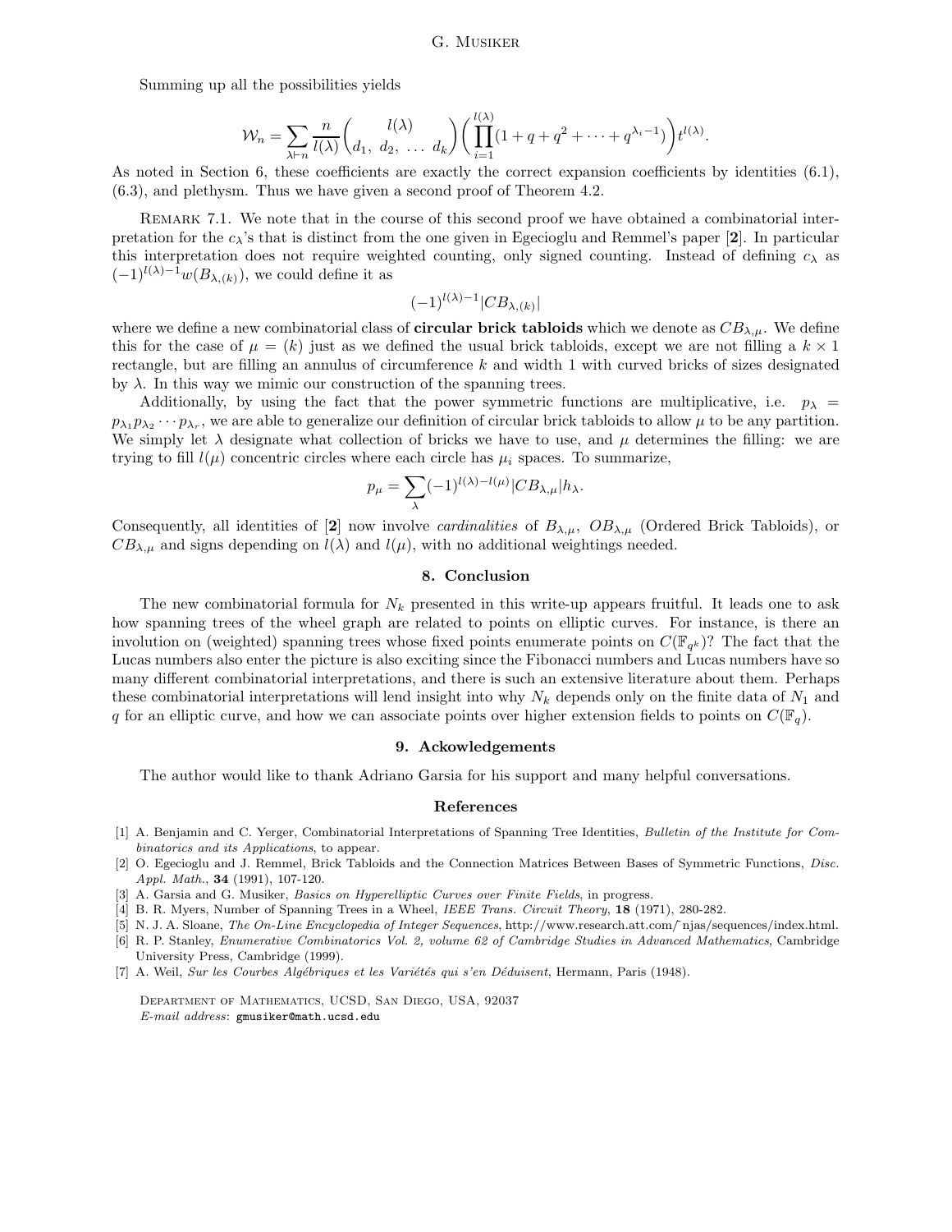Summing up all the possibilities yields

$$\mathcal{W}_n = \sum_{\lambda \vdash n} \frac{n}{l(\lambda)} \binom{l(\lambda)}{d_1,\ d_2,\ \dots\ d_k} \left( \prod_{i=1}^{l(\lambda)} (1 + q + q^2 + \cdots + q^{\lambda_i - 1}) \right) t^{l(\lambda)}.$$

As noted in Section 6, these coefficients are exactly the correct expansion coefficients by identities (6.1), (6.3), and plethysm. Thus we have given a second proof of Theorem 4.2.

Remark 7.1. We note that in the course of this second proof we have obtained a combinatorial interpretation for the $c_\lambda$'s that is distinct from the one given in Egecioglu and Remmel's paper [**2**]. In particular this interpretation does not require weighted counting, only signed counting. Instead of defining $c_\lambda$ as $(-1)^{l(\lambda)-1} w(B_{\lambda,(k)})$, we could define it as

$$(-1)^{l(\lambda)-1} |CB_{\lambda,(k)}|$$

where we define a new combinatorial class of **circular brick tabloids** which we denote as $CB_{\lambda,\mu}$. We define this for the case of $\mu = (k)$ just as we defined the usual brick tabloids, except we are not filling a $k \times 1$ rectangle, but are filling an annulus of circumference $k$ and width 1 with curved bricks of sizes designated by $\lambda$. In this way we mimic our construction of the spanning trees.

Additionally, by using the fact that the power symmetric functions are multiplicative, i.e. $p_\lambda = p_{\lambda_1} p_{\lambda_2} \cdots p_{\lambda_r}$, we are able to generalize our definition of circular brick tabloids to allow $\mu$ to be any partition. We simply let $\lambda$ designate what collection of bricks we have to use, and $\mu$ determines the filling: we are trying to fill $l(\mu)$ concentric circles where each circle has $\mu_i$ spaces. To summarize,

$$p_\mu = \sum_\lambda (-1)^{l(\lambda)-l(\mu)} |CB_{\lambda,\mu}| h_\lambda.$$

Consequently, all identities of [**2**] now involve *cardinalities* of $B_{\lambda,\mu}$, $OB_{\lambda,\mu}$ (Ordered Brick Tabloids), or $CB_{\lambda,\mu}$ and signs depending on $l(\lambda)$ and $l(\mu)$, with no additional weightings needed.

## 8. Conclusion

The new combinatorial formula for $N_k$ presented in this write-up appears fruitful. It leads one to ask how spanning trees of the wheel graph are related to points on elliptic curves. For instance, is there an involution on (weighted) spanning trees whose fixed points enumerate points on $C(\mathbb{F}_{q^k})$? The fact that the Lucas numbers also enter the picture is also exciting since the Fibonacci numbers and Lucas numbers have so many different combinatorial interpretations, and there is such an extensive literature about them. Perhaps these combinatorial interpretations will lend insight into why $N_k$ depends only on the finite data of $N_1$ and $q$ for an elliptic curve, and how we can associate points over higher extension fields to points on $C(\mathbb{F}_q)$.

## 9. Ackowledgements

The author would like to thank Adriano Garsia for his support and many helpful conversations.

## References

[1] A. Benjamin and C. Yerger, Combinatorial Interpretations of Spanning Tree Identities, *Bulletin of the Institute for Combinatorics and its Applications*, to appear.

[2] O. Egecioglu and J. Remmel, Brick Tabloids and the Connection Matrices Between Bases of Symmetric Functions, *Disc. Appl. Math.*, **34** (1991), 107-120.

[3] A. Garsia and G. Musiker, *Basics on Hyperelliptic Curves over Finite Fields*, in progress.

[4] B. R. Myers, Number of Spanning Trees in a Wheel, *IEEE Trans. Circuit Theory*, **18** (1971), 280-282.

[5] N. J. A. Sloane, *The On-Line Encyclopedia of Integer Sequences*, http://www.research.att.com/~njas/sequences/index.html.

[6] R. P. Stanley, *Enumerative Combinatorics Vol. 2, volume 62 of Cambridge Studies in Advanced Mathematics*, Cambridge University Press, Cambridge (1999).

[7] A. Weil, *Sur les Courbes Algébriques et les Variétés qui s'en Déduisent*, Hermann, Paris (1948).

Department of Mathematics, UCSD, San Diego, USA, 92037
*E-mail address*: gmusiker@math.ucsd.edu